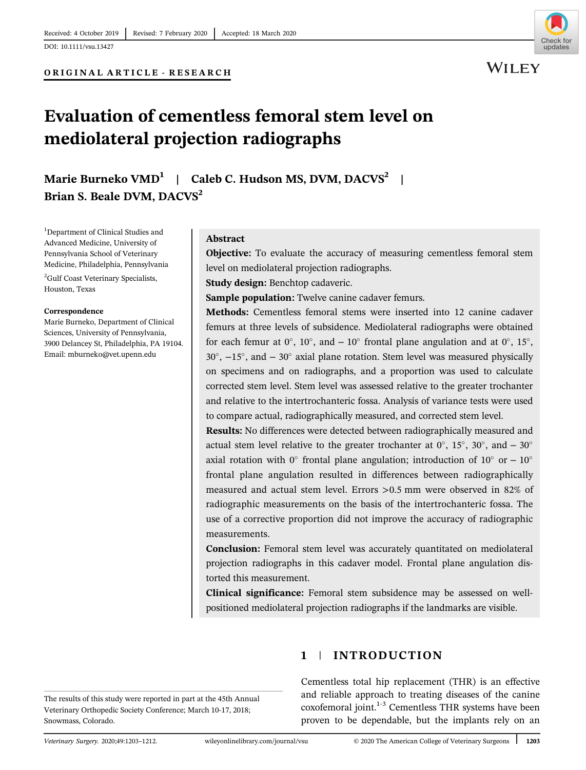Received: 4 October 2019 | Revised: 7 February 2020 | Accepted: 18 March 2020

DOI: 10.1111/vsu.13427

**ORIGINAL ARTICLE - RESEARCH**

# Evaluation of cementless femoral stem level on mediolateral projection radiographs

**Marie Burneko VMD[1] | Caleb C. Hudson MS, DVM, DACVS[2] | Brian S. Beale DVM, DACVS[2]**

[1]Department of Clinical Studies and Advanced Medicine, University of Pennsylvania School of Veterinary Medicine, Philadelphia, Pennsylvania

[2]Gulf Coast Veterinary Specialists, Houston, Texas

**Correspondence**
Marie Burneko, Department of Clinical Sciences, University of Pennsylvania, 3900 Delancey St, Philadelphia, PA 19104.
Email: mburneko@vet.upenn.edu

## Abstract

**Objective:** To evaluate the accuracy of measuring cementless femoral stem level on mediolateral projection radiographs.

**Study design:** Benchtop cadaveric.

**Sample population:** Twelve canine cadaver femurs.

**Methods:** Cementless femoral stems were inserted into 12 canine cadaver femurs at three levels of subsidence. Mediolateral radiographs were obtained for each femur at 0°, 10°, and − 10° frontal plane angulation and at 0°, 15°, 30°, −15°, and − 30° axial plane rotation. Stem level was measured physically on specimens and on radiographs, and a proportion was used to calculate corrected stem level. Stem level was assessed relative to the greater trochanter and relative to the intertrochanteric fossa. Analysis of variance tests were used to compare actual, radiographically measured, and corrected stem level.

**Results:** No differences were detected between radiographically measured and actual stem level relative to the greater trochanter at 0°, 15°, 30°, and − 30° axial rotation with 0° frontal plane angulation; introduction of 10° or − 10° frontal plane angulation resulted in differences between radiographically measured and actual stem level. Errors >0.5 mm were observed in 82% of radiographic measurements on the basis of the intertrochanteric fossa. The use of a corrective proportion did not improve the accuracy of radiographic measurements.

**Conclusion:** Femoral stem level was accurately quantitated on mediolateral projection radiographs in this cadaver model. Frontal plane angulation distorted this measurement.

**Clinical significance:** Femoral stem subsidence may be assessed on well-positioned mediolateral projection radiographs if the landmarks are visible.

## 1 | INTRODUCTION

Cementless total hip replacement (THR) is an effective and reliable approach to treating diseases of the canine coxofemoral joint.[1-3] Cementless THR systems have been proven to be dependable, but the implants rely on an

The results of this study were reported in part at the 45th Annual Veterinary Orthopedic Society Conference; March 10-17, 2018; Snowmass, Colorado.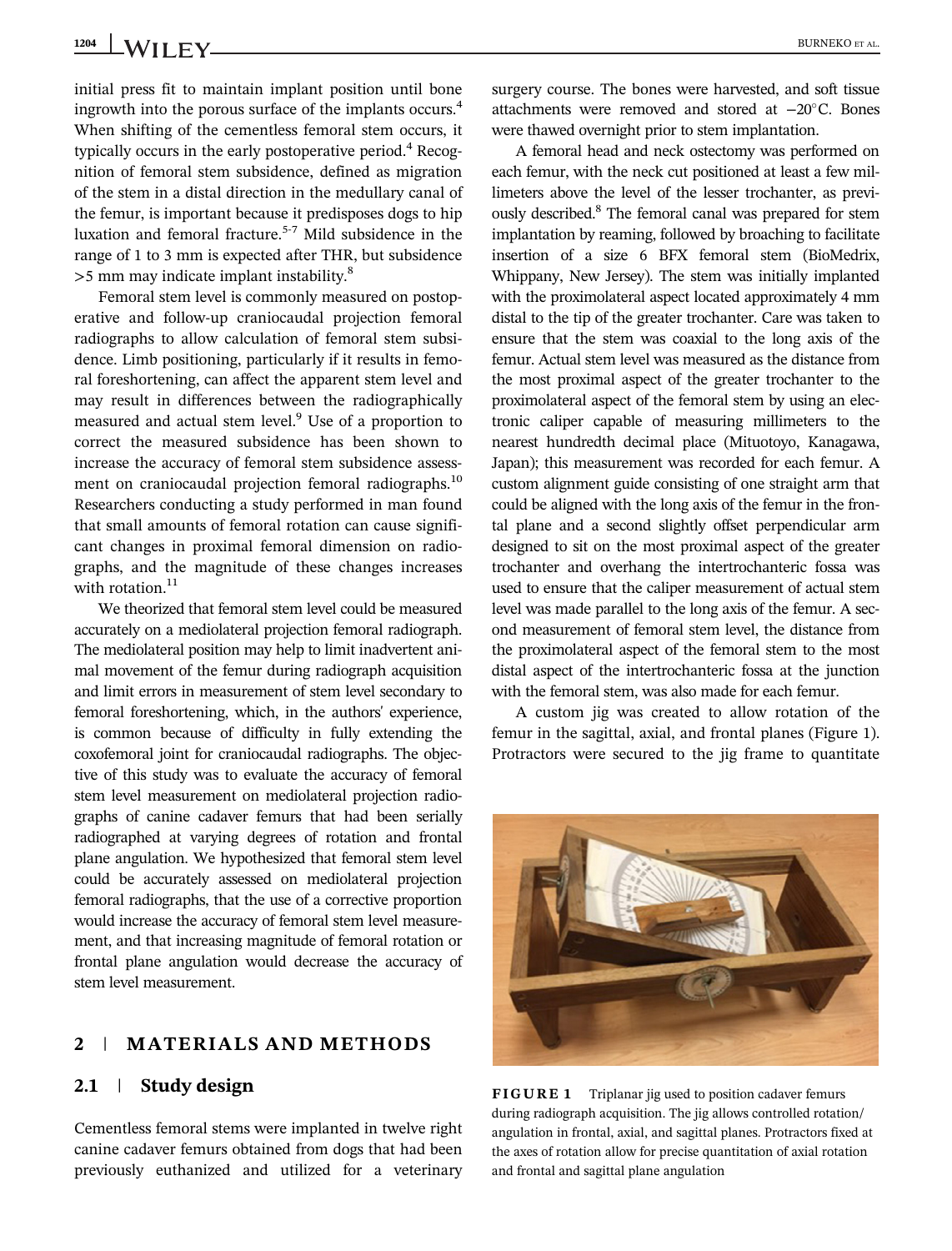initial press fit to maintain implant position until bone ingrowth into the porous surface of the implants occurs.[4] When shifting of the cementless femoral stem occurs, it typically occurs in the early postoperative period.[4] Recognition of femoral stem subsidence, defined as migration of the stem in a distal direction in the medullary canal of the femur, is important because it predisposes dogs to hip luxation and femoral fracture.[5-7] Mild subsidence in the range of 1 to 3 mm is expected after THR, but subsidence >5 mm may indicate implant instability.[8]

Femoral stem level is commonly measured on postoperative and follow-up craniocaudal projection femoral radiographs to allow calculation of femoral stem subsidence. Limb positioning, particularly if it results in femoral foreshortening, can affect the apparent stem level and may result in differences between the radiographically measured and actual stem level.[9] Use of a proportion to correct the measured subsidence has been shown to increase the accuracy of femoral stem subsidence assessment on craniocaudal projection femoral radiographs.[10] Researchers conducting a study performed in man found that small amounts of femoral rotation can cause significant changes in proximal femoral dimension on radiographs, and the magnitude of these changes increases with rotation.[11]

We theorized that femoral stem level could be measured accurately on a mediolateral projection femoral radiograph. The mediolateral position may help to limit inadvertent animal movement of the femur during radiograph acquisition and limit errors in measurement of stem level secondary to femoral foreshortening, which, in the authors' experience, is common because of difficulty in fully extending the coxofemoral joint for craniocaudal radiographs. The objective of this study was to evaluate the accuracy of femoral stem level measurement on mediolateral projection radiographs of canine cadaver femurs that had been serially radiographed at varying degrees of rotation and frontal plane angulation. We hypothesized that femoral stem level could be accurately assessed on mediolateral projection femoral radiographs, that the use of a corrective proportion would increase the accuracy of femoral stem level measurement, and that increasing magnitude of femoral rotation or frontal plane angulation would decrease the accuracy of stem level measurement.

## 2 | MATERIALS AND METHODS

### 2.1 | Study design

Cementless femoral stems were implanted in twelve right canine cadaver femurs obtained from dogs that had been previously euthanized and utilized for a veterinary surgery course. The bones were harvested, and soft tissue attachments were removed and stored at −20°C. Bones were thawed overnight prior to stem implantation.

A femoral head and neck ostectomy was performed on each femur, with the neck cut positioned at least a few millimeters above the level of the lesser trochanter, as previously described.[8] The femoral canal was prepared for stem implantation by reaming, followed by broaching to facilitate insertion of a size 6 BFX femoral stem (BioMedrix, Whippany, New Jersey). The stem was initially implanted with the proximolateral aspect located approximately 4 mm distal to the tip of the greater trochanter. Care was taken to ensure that the stem was coaxial to the long axis of the femur. Actual stem level was measured as the distance from the most proximal aspect of the greater trochanter to the proximolateral aspect of the femoral stem by using an electronic caliper capable of measuring millimeters to the nearest hundredth decimal place (Mituotoyo, Kanagawa, Japan); this measurement was recorded for each femur. A custom alignment guide consisting of one straight arm that could be aligned with the long axis of the femur in the frontal plane and a second slightly offset perpendicular arm designed to sit on the most proximal aspect of the greater trochanter and overhang the intertrochanteric fossa was used to ensure that the caliper measurement of actual stem level was made parallel to the long axis of the femur. A second measurement of femoral stem level, the distance from the proximolateral aspect of the femoral stem to the most distal aspect of the intertrochanteric fossa at the junction with the femoral stem, was also made for each femur.

A custom jig was created to allow rotation of the femur in the sagittal, axial, and frontal planes (Figure 1). Protractors were secured to the jig frame to quantitate

**FIGURE 1** Triplanar jig used to position cadaver femurs during radiograph acquisition. The jig allows controlled rotation/angulation in frontal, axial, and sagittal planes. Protractors fixed at the axes of rotation allow for precise quantitation of axial rotation and frontal and sagittal plane angulation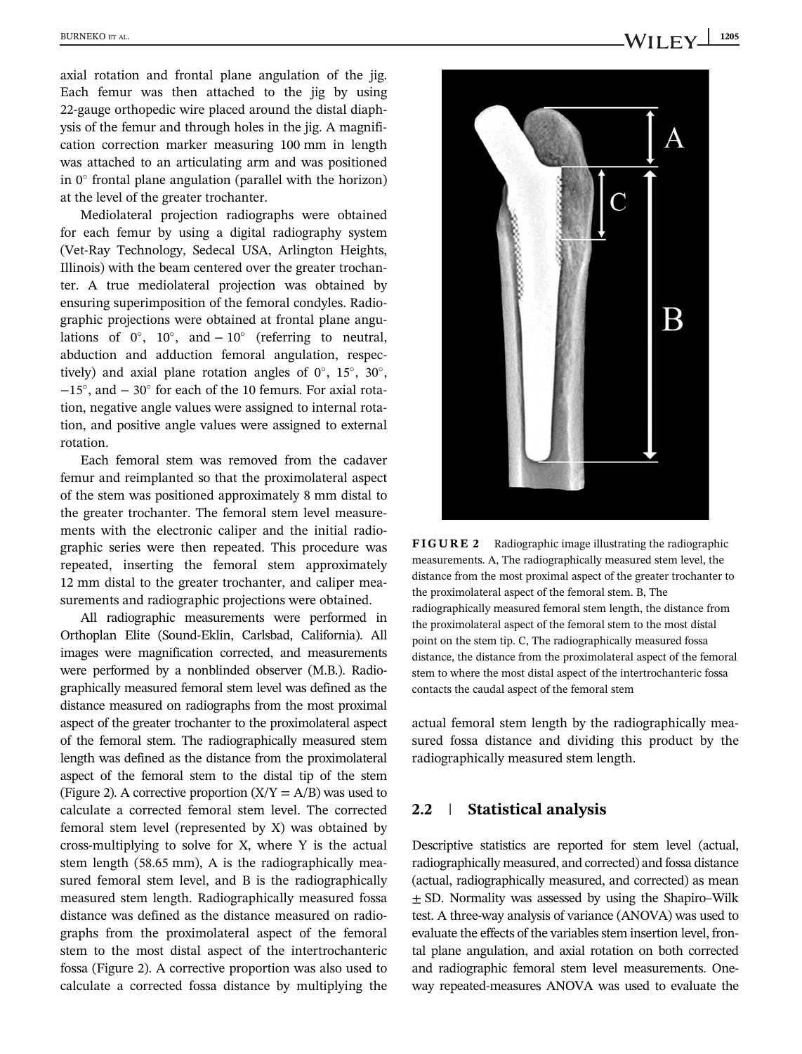axial rotation and frontal plane angulation of the jig. Each femur was then attached to the jig by using 22-gauge orthopedic wire placed around the distal diaphysis of the femur and through holes in the jig. A magnification correction marker measuring 100 mm in length was attached to an articulating arm and was positioned in 0° frontal plane angulation (parallel with the horizon) at the level of the greater trochanter.

Mediolateral projection radiographs were obtained for each femur by using a digital radiography system (Vet-Ray Technology, Sedecal USA, Arlington Heights, Illinois) with the beam centered over the greater trochanter. A true mediolateral projection was obtained by ensuring superimposition of the femoral condyles. Radiographic projections were obtained at frontal plane angulations of 0°, 10°, and − 10° (referring to neutral, abduction and adduction femoral angulation, respectively) and axial plane rotation angles of 0°, 15°, 30°, −15°, and − 30° for each of the 10 femurs. For axial rotation, negative angle values were assigned to internal rotation, and positive angle values were assigned to external rotation.

Each femoral stem was removed from the cadaver femur and reimplanted so that the proximolateral aspect of the stem was positioned approximately 8 mm distal to the greater trochanter. The femoral stem level measurements with the electronic caliper and the initial radiographic series were then repeated. This procedure was repeated, inserting the femoral stem approximately 12 mm distal to the greater trochanter, and caliper measurements and radiographic projections were obtained.

All radiographic measurements were performed in Orthoplan Elite (Sound-Eklin, Carlsbad, California). All images were magnification corrected, and measurements were performed by a nonblinded observer (M.B.). Radiographically measured femoral stem level was defined as the distance measured on radiographs from the most proximal aspect of the greater trochanter to the proximolateral aspect of the femoral stem. The radiographically measured stem length was defined as the distance from the proximolateral aspect of the femoral stem to the distal tip of the stem (Figure 2). A corrective proportion ($X/Y = A/B$) was used to calculate a corrected femoral stem level. The corrected femoral stem level (represented by X) was obtained by cross-multiplying to solve for X, where Y is the actual stem length (58.65 mm), A is the radiographically measured femoral stem level, and B is the radiographically measured stem length. Radiographically measured fossa distance was defined as the distance measured on radiographs from the proximolateral aspect of the femoral stem to the most distal aspect of the intertrochanteric fossa (Figure 2). A corrective proportion was also used to calculate a corrected fossa distance by multiplying the actual femoral stem length by the radiographically measured fossa distance and dividing this product by the radiographically measured stem length.

**FIGURE 2** Radiographic image illustrating the radiographic measurements. A, The radiographically measured stem level, the distance from the most proximal aspect of the greater trochanter to the proximolateral aspect of the femoral stem. B, The radiographically measured femoral stem length, the distance from the proximolateral aspect of the femoral stem to the most distal point on the stem tip. C, The radiographically measured fossa distance, the distance from the proximolateral aspect of the femoral stem to where the most distal aspect of the intertrochanteric fossa contacts the caudal aspect of the femoral stem

## 2.2 | Statistical analysis

Descriptive statistics are reported for stem level (actual, radiographically measured, and corrected) and fossa distance (actual, radiographically measured, and corrected) as mean ± SD. Normality was assessed by using the Shapiro–Wilk test. A three-way analysis of variance (ANOVA) was used to evaluate the effects of the variables stem insertion level, frontal plane angulation, and axial rotation on both corrected and radiographic femoral stem level measurements. One-way repeated-measures ANOVA was used to evaluate the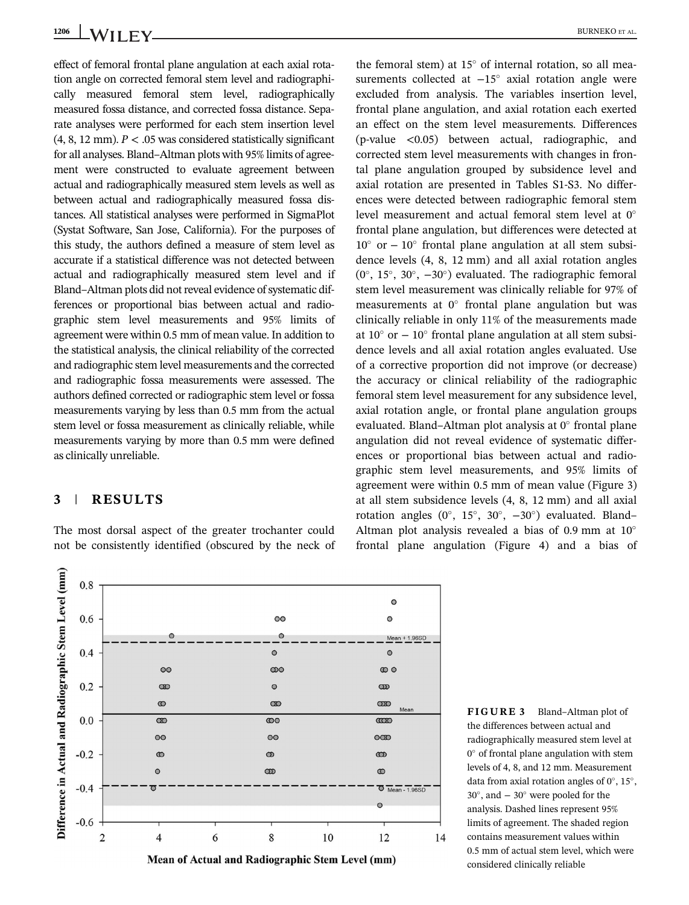effect of femoral frontal plane angulation at each axial rotation angle on corrected femoral stem level and radiographically measured femoral stem level, radiographically measured fossa distance, and corrected fossa distance. Separate analyses were performed for each stem insertion level (4, 8, 12 mm). $P < .05$ was considered statistically significant for all analyses. Bland–Altman plots with 95% limits of agreement were constructed to evaluate agreement between actual and radiographically measured stem levels as well as between actual and radiographically measured fossa distances. All statistical analyses were performed in SigmaPlot (Systat Software, San Jose, California). For the purposes of this study, the authors defined a measure of stem level as accurate if a statistical difference was not detected between actual and radiographically measured stem level and if Bland–Altman plots did not reveal evidence of systematic differences or proportional bias between actual and radiographic stem level measurements and 95% limits of agreement were within 0.5 mm of mean value. In addition to the statistical analysis, the clinical reliability of the corrected and radiographic stem level measurements and the corrected and radiographic fossa measurements were assessed. The authors defined corrected or radiographic stem level or fossa measurements varying by less than 0.5 mm from the actual stem level or fossa measurement as clinically reliable, while measurements varying by more than 0.5 mm were defined as clinically unreliable.

## 3 | RESULTS

The most dorsal aspect of the greater trochanter could not be consistently identified (obscured by the neck of the femoral stem) at 15° of internal rotation, so all measurements collected at −15° axial rotation angle were excluded from analysis. The variables insertion level, frontal plane angulation, and axial rotation each exerted an effect on the stem level measurements. Differences (p-value <0.05) between actual, radiographic, and corrected stem level measurements with changes in frontal plane angulation grouped by subsidence level and axial rotation are presented in Tables S1-S3. No differences were detected between radiographic femoral stem level measurement and actual femoral stem level at 0° frontal plane angulation, but differences were detected at 10° or − 10° frontal plane angulation at all stem subsidence levels (4, 8, 12 mm) and all axial rotation angles (0°, 15°, 30°, −30°) evaluated. The radiographic femoral stem level measurement was clinically reliable for 97% of measurements at 0° frontal plane angulation but was clinically reliable in only 11% of the measurements made at 10° or − 10° frontal plane angulation at all stem subsidence levels and all axial rotation angles evaluated. Use of a corrective proportion did not improve (or decrease) the accuracy or clinical reliability of the radiographic femoral stem level measurement for any subsidence level, axial rotation angle, or frontal plane angulation groups evaluated. Bland–Altman plot analysis at 0° frontal plane angulation did not reveal evidence of systematic differences or proportional bias between actual and radiographic stem level measurements, and 95% limits of agreement were within 0.5 mm of mean value (Figure 3) at all stem subsidence levels (4, 8, 12 mm) and all axial rotation angles (0°, 15°, 30°, −30°) evaluated. Bland–Altman plot analysis revealed a bias of 0.9 mm at 10° frontal plane angulation (Figure 4) and a bias of

**FIGURE 3** Bland–Altman plot of the differences between actual and radiographically measured stem level at 0° of frontal plane angulation with stem levels of 4, 8, and 12 mm. Measurement data from axial rotation angles of 0°, 15°, 30°, and − 30° were pooled for the analysis. Dashed lines represent 95% limits of agreement. The shaded region contains measurement values within 0.5 mm of actual stem level, which were considered clinically reliable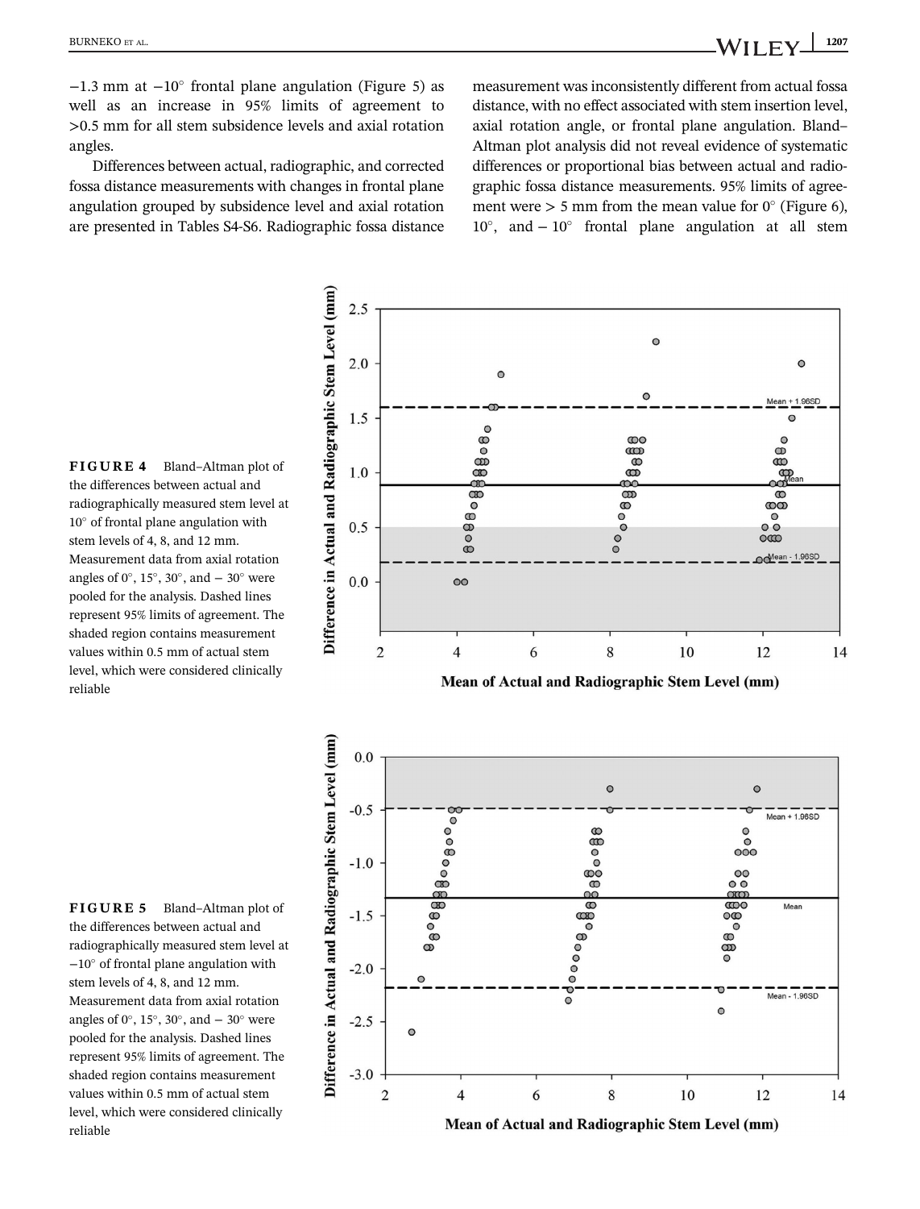−1.3 mm at −10° frontal plane angulation (Figure 5) as well as an increase in 95% limits of agreement to >0.5 mm for all stem subsidence levels and axial rotation angles.

Differences between actual, radiographic, and corrected fossa distance measurements with changes in frontal plane angulation grouped by subsidence level and axial rotation are presented in Tables S4-S6. Radiographic fossa distance measurement was inconsistently different from actual fossa distance, with no effect associated with stem insertion level, axial rotation angle, or frontal plane angulation. Bland–Altman plot analysis did not reveal evidence of systematic differences or proportional bias between actual and radiographic fossa distance measurements. 95% limits of agreement were > 5 mm from the mean value for 0° (Figure 6), 10°, and − 10° frontal plane angulation at all stem

**FIGURE 4** Bland–Altman plot of the differences between actual and radiographically measured stem level at 10° of frontal plane angulation with stem levels of 4, 8, and 12 mm. Measurement data from axial rotation angles of 0°, 15°, 30°, and − 30° were pooled for the analysis. Dashed lines represent 95% limits of agreement. The shaded region contains measurement values within 0.5 mm of actual stem level, which were considered clinically reliable

**FIGURE 5** Bland–Altman plot of the differences between actual and radiographically measured stem level at −10° of frontal plane angulation with stem levels of 4, 8, and 12 mm. Measurement data from axial rotation angles of 0°, 15°, 30°, and − 30° were pooled for the analysis. Dashed lines represent 95% limits of agreement. The shaded region contains measurement values within 0.5 mm of actual stem level, which were considered clinically reliable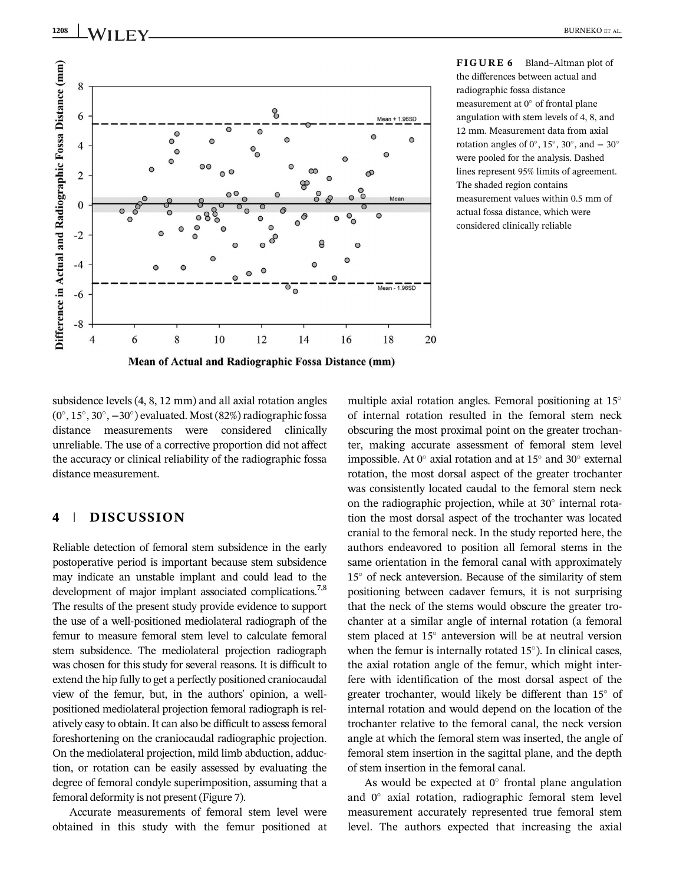**FIGURE 6** Bland–Altman plot of the differences between actual and radiographic fossa distance measurement at 0° of frontal plane angulation with stem levels of 4, 8, and 12 mm. Measurement data from axial rotation angles of 0°, 15°, 30°, and − 30° were pooled for the analysis. Dashed lines represent 95% limits of agreement. The shaded region contains measurement values within 0.5 mm of actual fossa distance, which were considered clinically reliable

subsidence levels (4, 8, 12 mm) and all axial rotation angles (0°, 15°, 30°, −30°) evaluated. Most (82%) radiographic fossa distance measurements were considered clinically unreliable. The use of a corrective proportion did not affect the accuracy or clinical reliability of the radiographic fossa distance measurement.

## 4 | DISCUSSION

Reliable detection of femoral stem subsidence in the early postoperative period is important because stem subsidence may indicate an unstable implant and could lead to the development of major implant associated complications.[7,8] The results of the present study provide evidence to support the use of a well-positioned mediolateral radiograph of the femur to measure femoral stem level to calculate femoral stem subsidence. The mediolateral projection radiograph was chosen for this study for several reasons. It is difficult to extend the hip fully to get a perfectly positioned craniocaudal view of the femur, but, in the authors' opinion, a well-positioned mediolateral projection femoral radiograph is relatively easy to obtain. It can also be difficult to assess femoral foreshortening on the craniocaudal radiographic projection. On the mediolateral projection, mild limb abduction, adduction, or rotation can be easily assessed by evaluating the degree of femoral condyle superimposition, assuming that a femoral deformity is not present (Figure 7).

Accurate measurements of femoral stem level were obtained in this study with the femur positioned at multiple axial rotation angles. Femoral positioning at 15° of internal rotation resulted in the femoral stem neck obscuring the most proximal point on the greater trochanter, making accurate assessment of femoral stem level impossible. At 0° axial rotation and at 15° and 30° external rotation, the most dorsal aspect of the greater trochanter was consistently located caudal to the femoral stem neck on the radiographic projection, while at 30° internal rotation the most dorsal aspect of the trochanter was located cranial to the femoral neck. In the study reported here, the authors endeavored to position all femoral stems in the same orientation in the femoral canal with approximately 15° of neck anteversion. Because of the similarity of stem positioning between cadaver femurs, it is not surprising that the neck of the stems would obscure the greater trochanter at a similar angle of internal rotation (a femoral stem placed at 15° anteversion will be at neutral version when the femur is internally rotated 15°). In clinical cases, the axial rotation angle of the femur, which might interfere with identification of the most dorsal aspect of the greater trochanter, would likely be different than 15° of internal rotation and would depend on the location of the trochanter relative to the femoral canal, the neck version angle at which the femoral stem was inserted, the angle of femoral stem insertion in the sagittal plane, and the depth of stem insertion in the femoral canal.

As would be expected at 0° frontal plane angulation and 0° axial rotation, radiographic femoral stem level measurement accurately represented true femoral stem level. The authors expected that increasing the axial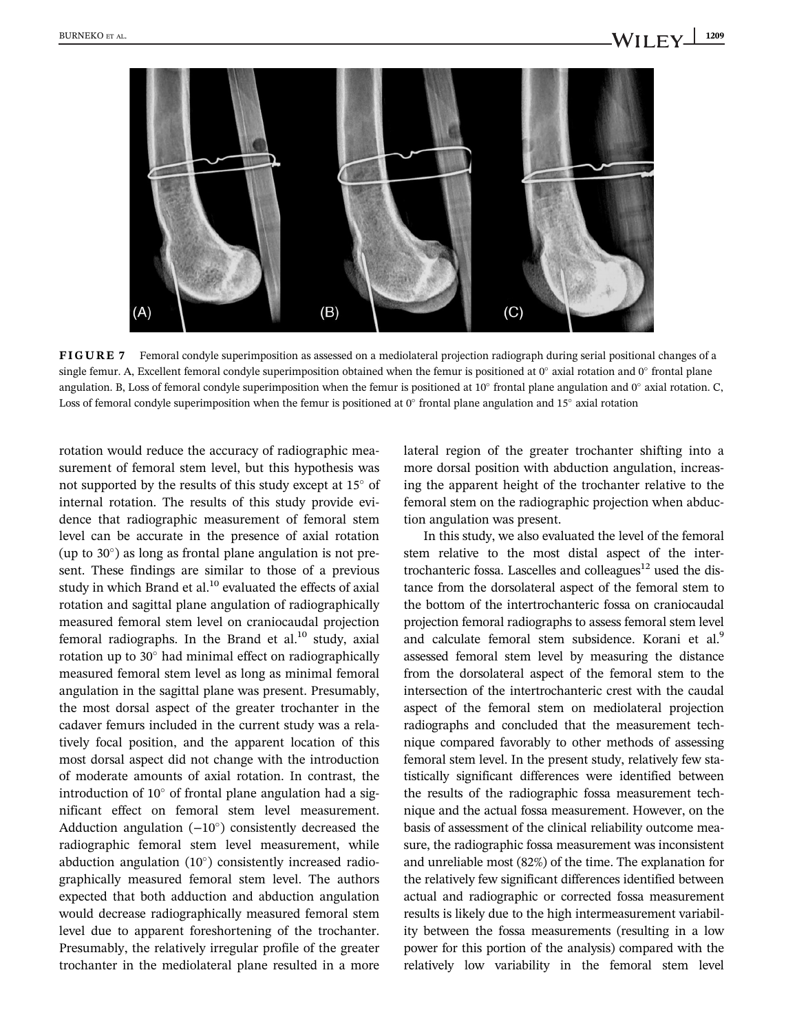**FIGURE 7** Femoral condyle superimposition as assessed on a mediolateral projection radiograph during serial positional changes of a single femur. A, Excellent femoral condyle superimposition obtained when the femur is positioned at 0° axial rotation and 0° frontal plane angulation. B, Loss of femoral condyle superimposition when the femur is positioned at 10° frontal plane angulation and 0° axial rotation. C, Loss of femoral condyle superimposition when the femur is positioned at 0° frontal plane angulation and 15° axial rotation

rotation would reduce the accuracy of radiographic measurement of femoral stem level, but this hypothesis was not supported by the results of this study except at 15° of internal rotation. The results of this study provide evidence that radiographic measurement of femoral stem level can be accurate in the presence of axial rotation (up to 30°) as long as frontal plane angulation is not present. These findings are similar to those of a previous study in which Brand et al.[10] evaluated the effects of axial rotation and sagittal plane angulation of radiographically measured femoral stem level on craniocaudal projection femoral radiographs. In the Brand et al.[10] study, axial rotation up to 30° had minimal effect on radiographically measured femoral stem level as long as minimal femoral angulation in the sagittal plane was present. Presumably, the most dorsal aspect of the greater trochanter in the cadaver femurs included in the current study was a relatively focal position, and the apparent location of this most dorsal aspect did not change with the introduction of moderate amounts of axial rotation. In contrast, the introduction of 10° of frontal plane angulation had a significant effect on femoral stem level measurement. Adduction angulation (−10°) consistently decreased the radiographic femoral stem level measurement, while abduction angulation (10°) consistently increased radiographically measured femoral stem level. The authors expected that both adduction and abduction angulation would decrease radiographically measured femoral stem level due to apparent foreshortening of the trochanter. Presumably, the relatively irregular profile of the greater trochanter in the mediolateral plane resulted in a more lateral region of the greater trochanter shifting into a more dorsal position with abduction angulation, increasing the apparent height of the trochanter relative to the femoral stem on the radiographic projection when abduction angulation was present.

In this study, we also evaluated the level of the femoral stem relative to the most distal aspect of the intertrochanteric fossa. Lascelles and colleagues[12] used the distance from the dorsolateral aspect of the femoral stem to the bottom of the intertrochanteric fossa on craniocaudal projection femoral radiographs to assess femoral stem level and calculate femoral stem subsidence. Korani et al.[9] assessed femoral stem level by measuring the distance from the dorsolateral aspect of the femoral stem to the intersection of the intertrochanteric crest with the caudal aspect of the femoral stem on mediolateral projection radiographs and concluded that the measurement technique compared favorably to other methods of assessing femoral stem level. In the present study, relatively few statistically significant differences were identified between the results of the radiographic fossa measurement technique and the actual fossa measurement. However, on the basis of assessment of the clinical reliability outcome measure, the radiographic fossa measurement was inconsistent and unreliable most (82%) of the time. The explanation for the relatively few significant differences identified between actual and radiographic or corrected fossa measurement results is likely due to the high intermeasurement variability between the fossa measurements (resulting in a low power for this portion of the analysis) compared with the relatively low variability in the femoral stem level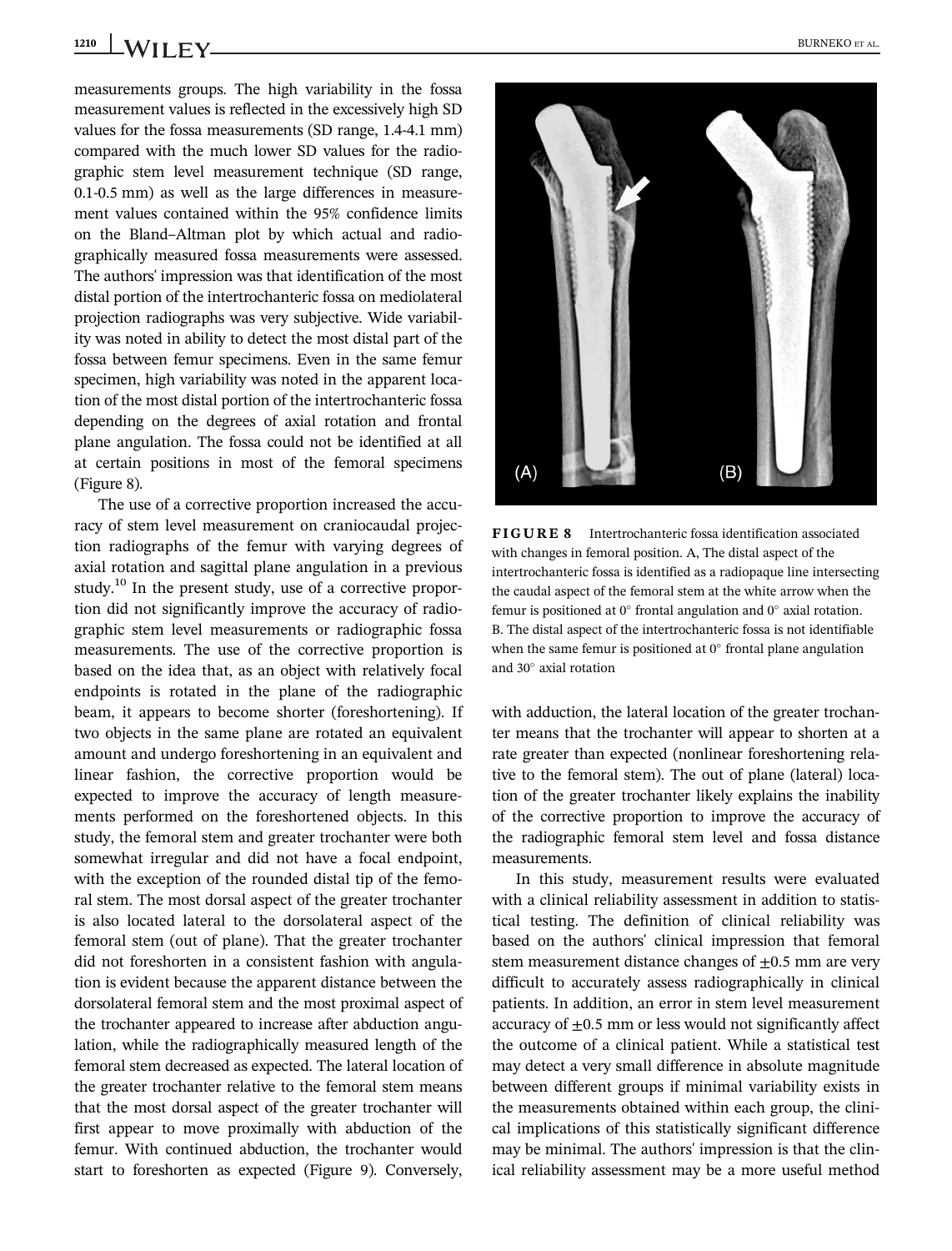measurements groups. The high variability in the fossa measurement values is reflected in the excessively high SD values for the fossa measurements (SD range, 1.4-4.1 mm) compared with the much lower SD values for the radiographic stem level measurement technique (SD range, 0.1-0.5 mm) as well as the large differences in measurement values contained within the 95% confidence limits on the Bland–Altman plot by which actual and radiographically measured fossa measurements were assessed. The authors' impression was that identification of the most distal portion of the intertrochanteric fossa on mediolateral projection radiographs was very subjective. Wide variability was noted in ability to detect the most distal part of the fossa between femur specimens. Even in the same femur specimen, high variability was noted in the apparent location of the most distal portion of the intertrochanteric fossa depending on the degrees of axial rotation and frontal plane angulation. The fossa could not be identified at all at certain positions in most of the femoral specimens (Figure 8).

The use of a corrective proportion increased the accuracy of stem level measurement on craniocaudal projection radiographs of the femur with varying degrees of axial rotation and sagittal plane angulation in a previous study.[10] In the present study, use of a corrective proportion did not significantly improve the accuracy of radiographic stem level measurements or radiographic fossa measurements. The use of the corrective proportion is based on the idea that, as an object with relatively focal endpoints is rotated in the plane of the radiographic beam, it appears to become shorter (foreshortening). If two objects in the same plane are rotated an equivalent amount and undergo foreshortening in an equivalent and linear fashion, the corrective proportion would be expected to improve the accuracy of length measurements performed on the foreshortened objects. In this study, the femoral stem and greater trochanter were both somewhat irregular and did not have a focal endpoint, with the exception of the rounded distal tip of the femoral stem. The most dorsal aspect of the greater trochanter is also located lateral to the dorsolateral aspect of the femoral stem (out of plane). That the greater trochanter did not foreshorten in a consistent fashion with angulation is evident because the apparent distance between the dorsolateral femoral stem and the most proximal aspect of the trochanter appeared to increase after abduction angulation, while the radiographically measured length of the femoral stem decreased as expected. The lateral location of the greater trochanter relative to the femoral stem means that the most dorsal aspect of the greater trochanter will first appear to move proximally with abduction of the femur. With continued abduction, the trochanter would start to foreshorten as expected (Figure 9). Conversely, with adduction, the lateral location of the greater trochanter means that the trochanter will appear to shorten at a rate greater than expected (nonlinear foreshortening relative to the femoral stem). The out of plane (lateral) location of the greater trochanter likely explains the inability of the corrective proportion to improve the accuracy of the radiographic femoral stem level and fossa distance measurements.

**FIGURE 8** Intertrochanteric fossa identification associated with changes in femoral position. A, The distal aspect of the intertrochanteric fossa is identified as a radiopaque line intersecting the caudal aspect of the femoral stem at the white arrow when the femur is positioned at 0° frontal angulation and 0° axial rotation. B. The distal aspect of the intertrochanteric fossa is not identifiable when the same femur is positioned at 0° frontal plane angulation and 30° axial rotation

In this study, measurement results were evaluated with a clinical reliability assessment in addition to statistical testing. The definition of clinical reliability was based on the authors' impression that femoral stem measurement distance changes of ±0.5 mm are very difficult to accurately assess radiographically in clinical patients. In addition, an error in stem level measurement accuracy of ±0.5 mm or less would not significantly affect the outcome of a clinical patient. While a statistical test may detect a very small difference in absolute magnitude between different groups if minimal variability exists in the measurements obtained within each group, the clinical implications of this statistically significant difference may be minimal. The authors' impression is that the clinical reliability assessment may be a more useful method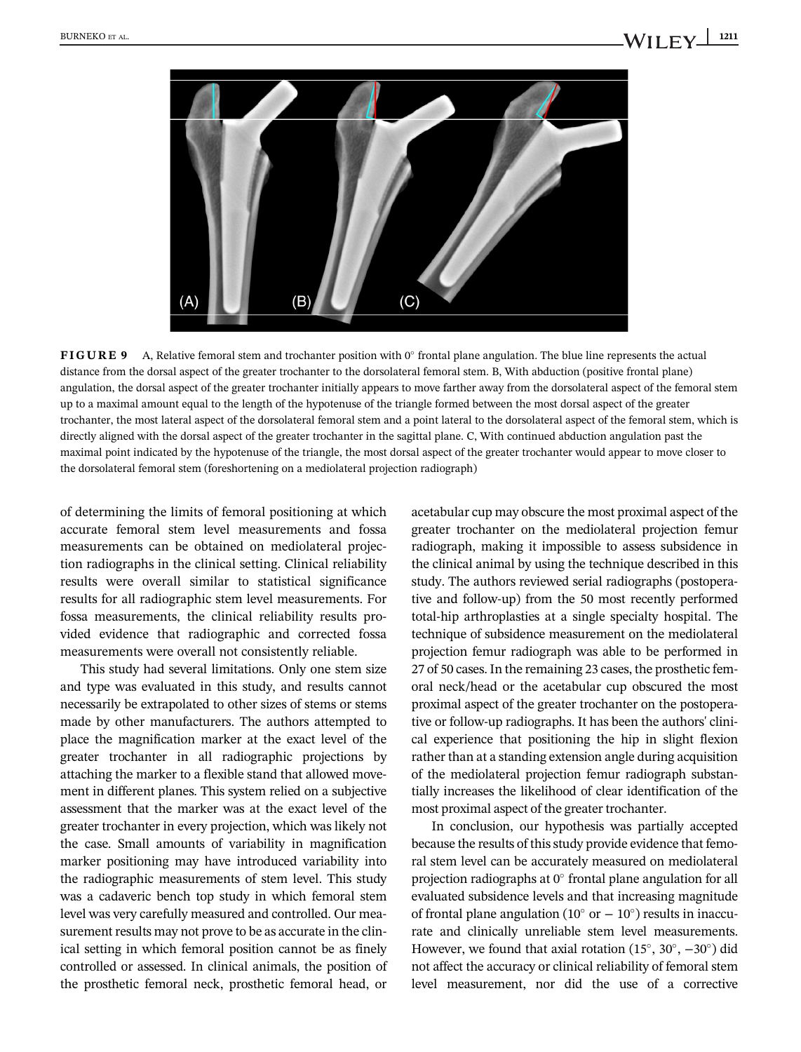**FIGURE 9** A, Relative femoral stem and trochanter position with 0° frontal plane angulation. The blue line represents the actual distance from the dorsal aspect of the greater trochanter to the dorsolateral femoral stem. B, With abduction (positive frontal plane) angulation, the dorsal aspect of the greater trochanter initially appears to move farther away from the dorsolateral aspect of the femoral stem up to a maximal amount equal to the length of the hypotenuse of the triangle formed between the most dorsal aspect of the greater trochanter, the most lateral aspect of the dorsolateral femoral stem and a point lateral to the dorsolateral aspect of the femoral stem, which is directly aligned with the dorsal aspect of the greater trochanter in the sagittal plane. C, With continued abduction angulation past the maximal point indicated by the hypotenuse of the triangle, the most dorsal aspect of the greater trochanter would appear to move closer to the dorsolateral femoral stem (foreshortening on a mediolateral projection radiograph)

of determining the limits of femoral positioning at which accurate femoral stem level measurements and fossa measurements can be obtained on mediolateral projection radiographs in the clinical setting. Clinical reliability results were overall similar to statistical significance results for all radiographic stem level measurements. For fossa measurements, the clinical reliability results provided evidence that radiographic and corrected fossa measurements were overall not consistently reliable.

This study had several limitations. Only one stem size and type was evaluated in this study, and results cannot necessarily be extrapolated to other sizes of stems or stems made by other manufacturers. The authors attempted to place the magnification marker at the exact level of the greater trochanter in all radiographic projections by attaching the marker to a flexible stand that allowed movement in different planes. This system relied on a subjective assessment that the marker was at the exact level of the greater trochanter in every projection, which was likely not the case. Small amounts of variability in magnification marker positioning may have introduced variability into the radiographic measurements of stem level. This study was a cadaveric bench top study in which femoral stem level was very carefully measured and controlled. Our measurement results may not prove to be as accurate in the clinical setting in which femoral position cannot be as finely controlled or assessed. In clinical animals, the position of the prosthetic femoral neck, prosthetic femoral head, or acetabular cup may obscure the most proximal aspect of the greater trochanter on the mediolateral projection femur radiograph, making it impossible to assess subsidence in the clinical animal by using the technique described in this study. The authors reviewed serial radiographs (postoperative and follow-up) from the 50 most recently performed total-hip arthroplasties at a single specialty hospital. The technique of subsidence measurement on the mediolateral projection femur radiograph was able to be performed in 27 of 50 cases. In the remaining 23 cases, the prosthetic femoral neck/head or the acetabular cup obscured the most proximal aspect of the greater trochanter on the postoperative or follow-up radiographs. It has been the authors' clinical experience that positioning the hip in slight flexion rather than at a standing extension angle during acquisition of the mediolateral projection femur radiograph substantially increases the likelihood of clear identification of the most proximal aspect of the greater trochanter.

In conclusion, our hypothesis was partially accepted because the results of this study provide evidence that femoral stem level can be accurately measured on mediolateral projection radiographs at 0° frontal plane angulation for all evaluated subsidence levels and that increasing magnitude of frontal plane angulation (10° or − 10°) results in inaccurate and clinically unreliable stem level measurements. However, we found that axial rotation (15°, 30°, −30°) did not affect the accuracy or clinical reliability of femoral stem level measurement, nor did the use of a corrective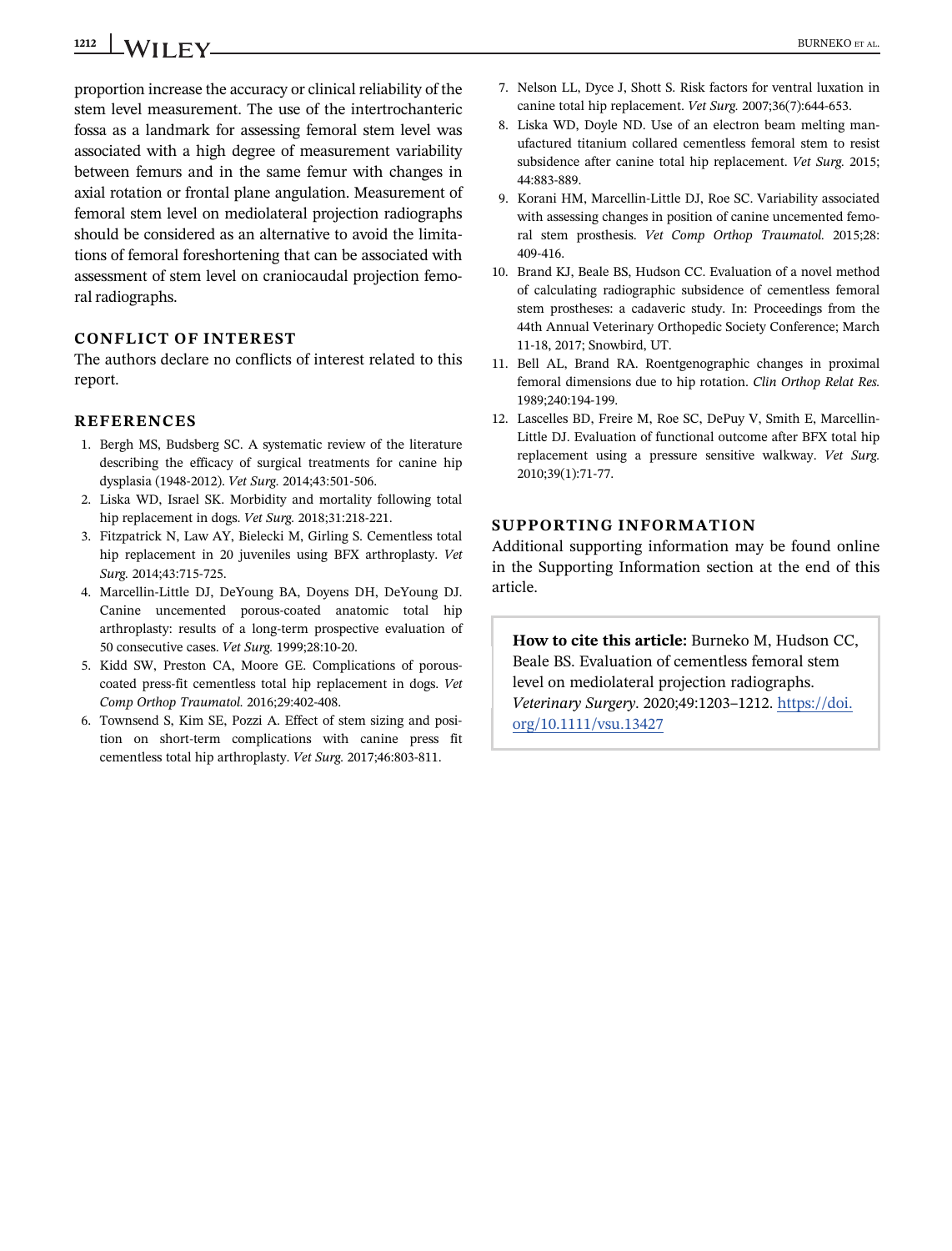proportion increase the accuracy or clinical reliability of the stem level measurement. The use of the intertrochanteric fossa as a landmark for assessing femoral stem level was associated with a high degree of measurement variability between femurs and in the same femur with changes in axial rotation or frontal plane angulation. Measurement of femoral stem level on mediolateral projection radiographs should be considered as an alternative to avoid the limitations of femoral foreshortening that can be associated with assessment of stem level on craniocaudal projection femoral radiographs.

## CONFLICT OF INTEREST

The authors declare no conflicts of interest related to this report.

## REFERENCES

1. Bergh MS, Budsberg SC. A systematic review of the literature describing the efficacy of surgical treatments for canine hip dysplasia (1948-2012). *Vet Surg.* 2014;43:501-506.
2. Liska WD, Israel SK. Morbidity and mortality following total hip replacement in dogs. *Vet Surg.* 2018;31:218-221.
3. Fitzpatrick N, Law AY, Bielecki M, Girling S. Cementless total hip replacement in 20 juveniles using BFX arthroplasty. *Vet Surg.* 2014;43:715-725.
4. Marcellin-Little DJ, DeYoung BA, Doyens DH, DeYoung DJ. Canine uncemented porous-coated anatomic total hip arthroplasty: results of a long-term prospective evaluation of 50 consecutive cases. *Vet Surg.* 1999;28:10-20.
5. Kidd SW, Preston CA, Moore GE. Complications of porous-coated press-fit cementless total hip replacement in dogs. *Vet Comp Orthop Traumatol.* 2016;29:402-408.
6. Townsend S, Kim SE, Pozzi A. Effect of stem sizing and position on short-term complications with canine press fit cementless total hip arthroplasty. *Vet Surg.* 2017;46:803-811.
7. Nelson LL, Dyce J, Shott S. Risk factors for ventral luxation in canine total hip replacement. *Vet Surg.* 2007;36(7):644-653.
8. Liska WD, Doyle ND. Use of an electron beam melting manufactured titanium collared cementless femoral stem to resist subsidence after canine total hip replacement. *Vet Surg.* 2015; 44:883-889.
9. Korani HM, Marcellin-Little DJ, Roe SC. Variability associated with assessing changes in position of canine uncemented femoral stem prosthesis. *Vet Comp Orthop Traumatol.* 2015;28: 409-416.
10. Brand KJ, Beale BS, Hudson CC. Evaluation of a novel method of calculating radiographic subsidence of cementless femoral stem prostheses: a cadaveric study. In: Proceedings from the 44th Annual Veterinary Orthopedic Society Conference; March 11-18, 2017; Snowbird, UT.
11. Bell AL, Brand RA. Roentgenographic changes in proximal femoral dimensions due to hip rotation. *Clin Orthop Relat Res.* 1989;240:194-199.
12. Lascelles BD, Freire M, Roe SC, DePuy V, Smith E, Marcellin-Little DJ. Evaluation of functional outcome after BFX total hip replacement using a pressure sensitive walkway. *Vet Surg.* 2010;39(1):71-77.

## SUPPORTING INFORMATION

Additional supporting information may be found online in the Supporting Information section at the end of this article.

**How to cite this article:** Burneko M, Hudson CC, Beale BS. Evaluation of cementless femoral stem level on mediolateral projection radiographs. *Veterinary Surgery*. 2020;49:1203–1212. https://doi.org/10.1111/vsu.13427